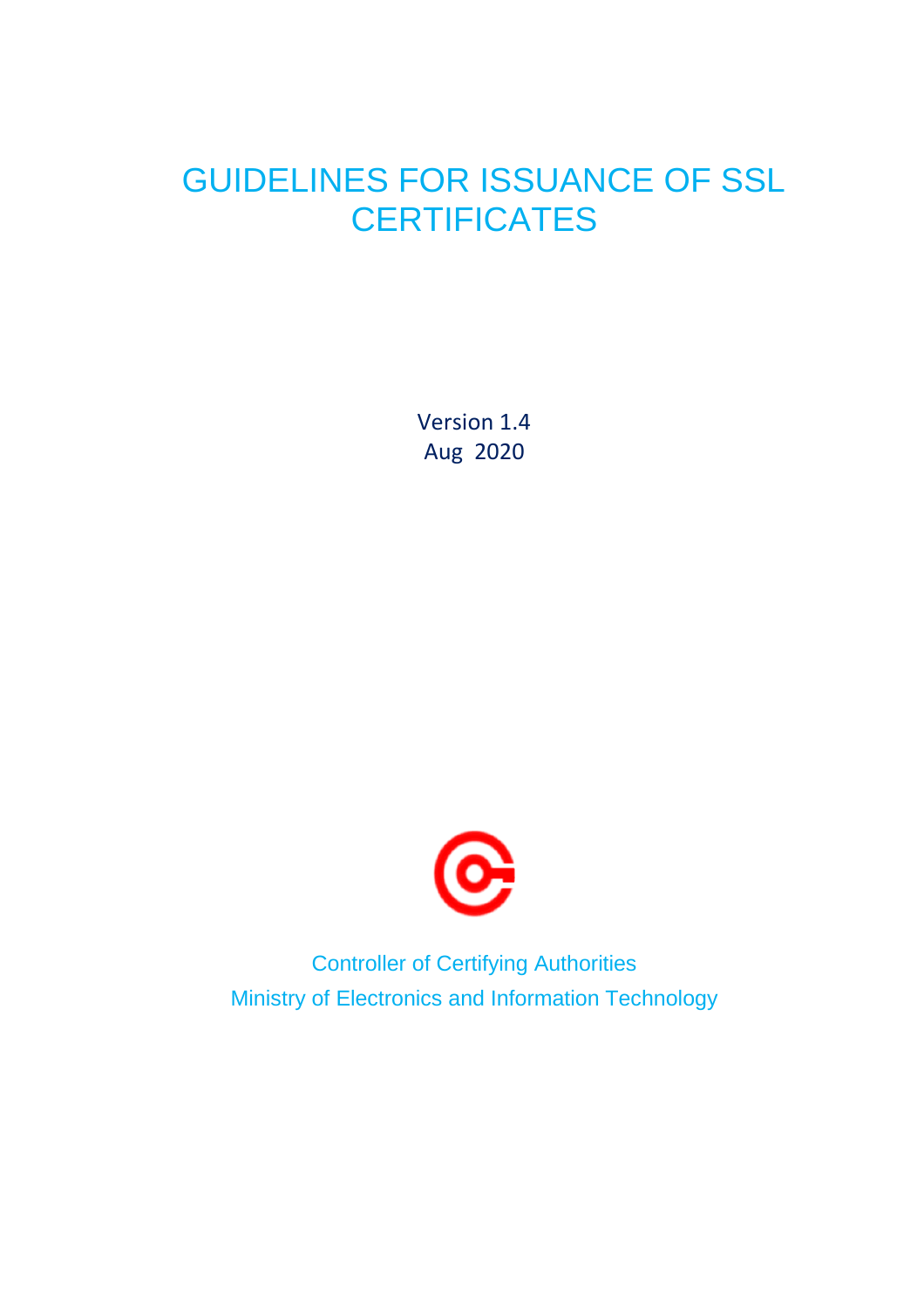# GUIDELINES FOR ISSUANCE OF SSL CERTIFICATES

Version 1.4
Aug 2020

Controller of Certifying Authorities
Ministry of Electronics and Information Technology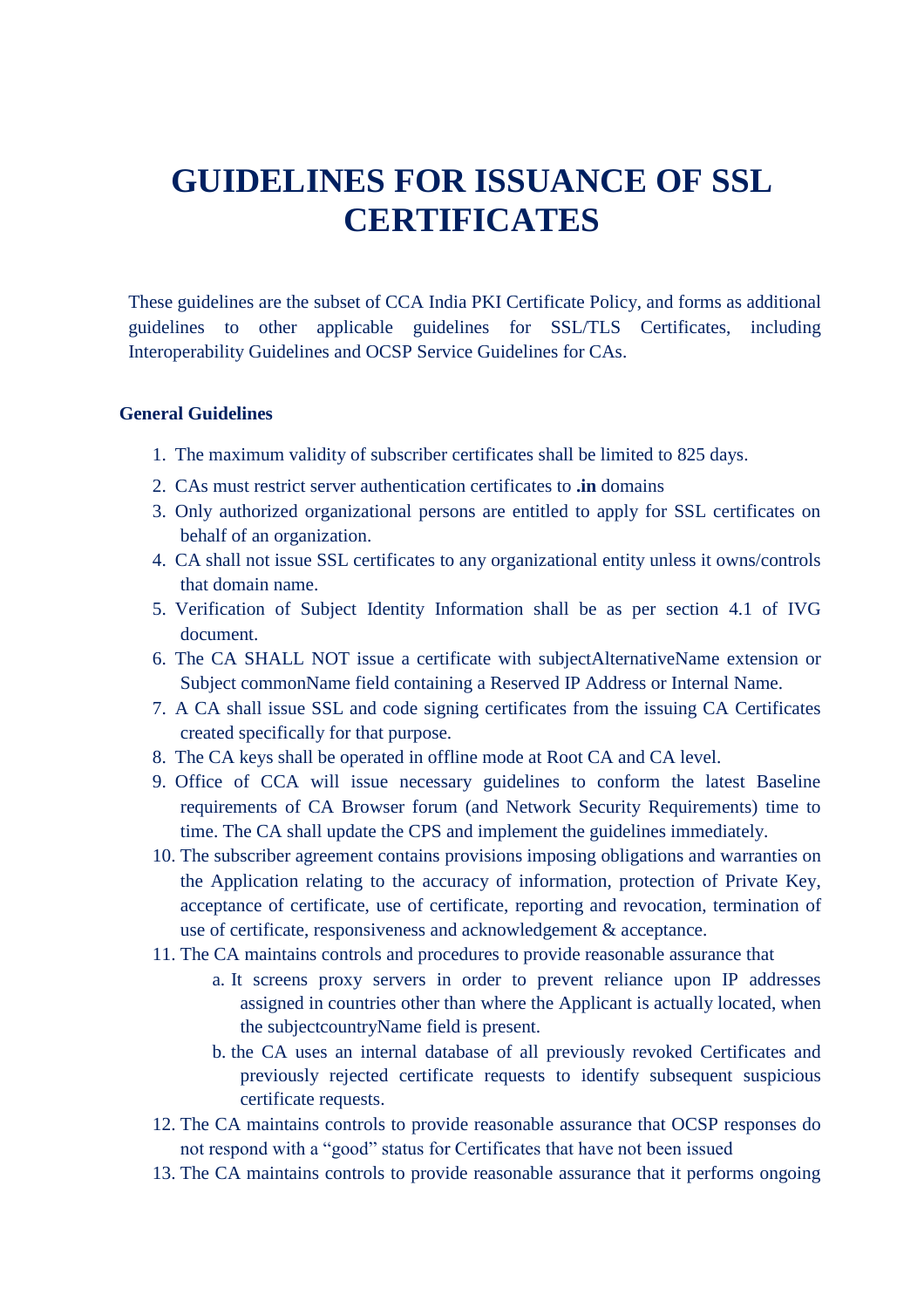# GUIDELINES FOR ISSUANCE OF SSL CERTIFICATES

These guidelines are the subset of CCA India PKI Certificate Policy, and forms as additional guidelines to other applicable guidelines for SSL/TLS Certificates, including Interoperability Guidelines and OCSP Service Guidelines for CAs.

### General Guidelines

1. The maximum validity of subscriber certificates shall be limited to 825 days.
2. CAs must restrict server authentication certificates to **.in** domains
3. Only authorized organizational persons are entitled to apply for SSL certificates on behalf of an organization.
4. CA shall not issue SSL certificates to any organizational entity unless it owns/controls that domain name.
5. Verification of Subject Identity Information shall be as per section 4.1 of IVG document.
6. The CA SHALL NOT issue a certificate with subjectAlternativeName extension or Subject commonName field containing a Reserved IP Address or Internal Name.
7. A CA shall issue SSL and code signing certificates from the issuing CA Certificates created specifically for that purpose.
8. The CA keys shall be operated in offline mode at Root CA and CA level.
9. Office of CCA will issue necessary guidelines to conform the latest Baseline requirements of CA Browser forum (and Network Security Requirements) time to time. The CA shall update the CPS and implement the guidelines immediately.
10. The subscriber agreement contains provisions imposing obligations and warranties on the Application relating to the accuracy of information, protection of Private Key, acceptance of certificate, use of certificate, reporting and revocation, termination of use of certificate, responsiveness and acknowledgement & acceptance.
11. The CA maintains controls and procedures to provide reasonable assurance that
    a. It screens proxy servers in order to prevent reliance upon IP addresses assigned in countries other than where the Applicant is actually located, when the subjectcountryName field is present.
    b. the CA uses an internal database of all previously revoked Certificates and previously rejected certificate requests to identify subsequent suspicious certificate requests.
12. The CA maintains controls to provide reasonable assurance that OCSP responses do not respond with a “good” status for Certificates that have not been issued
13. The CA maintains controls to provide reasonable assurance that it performs ongoing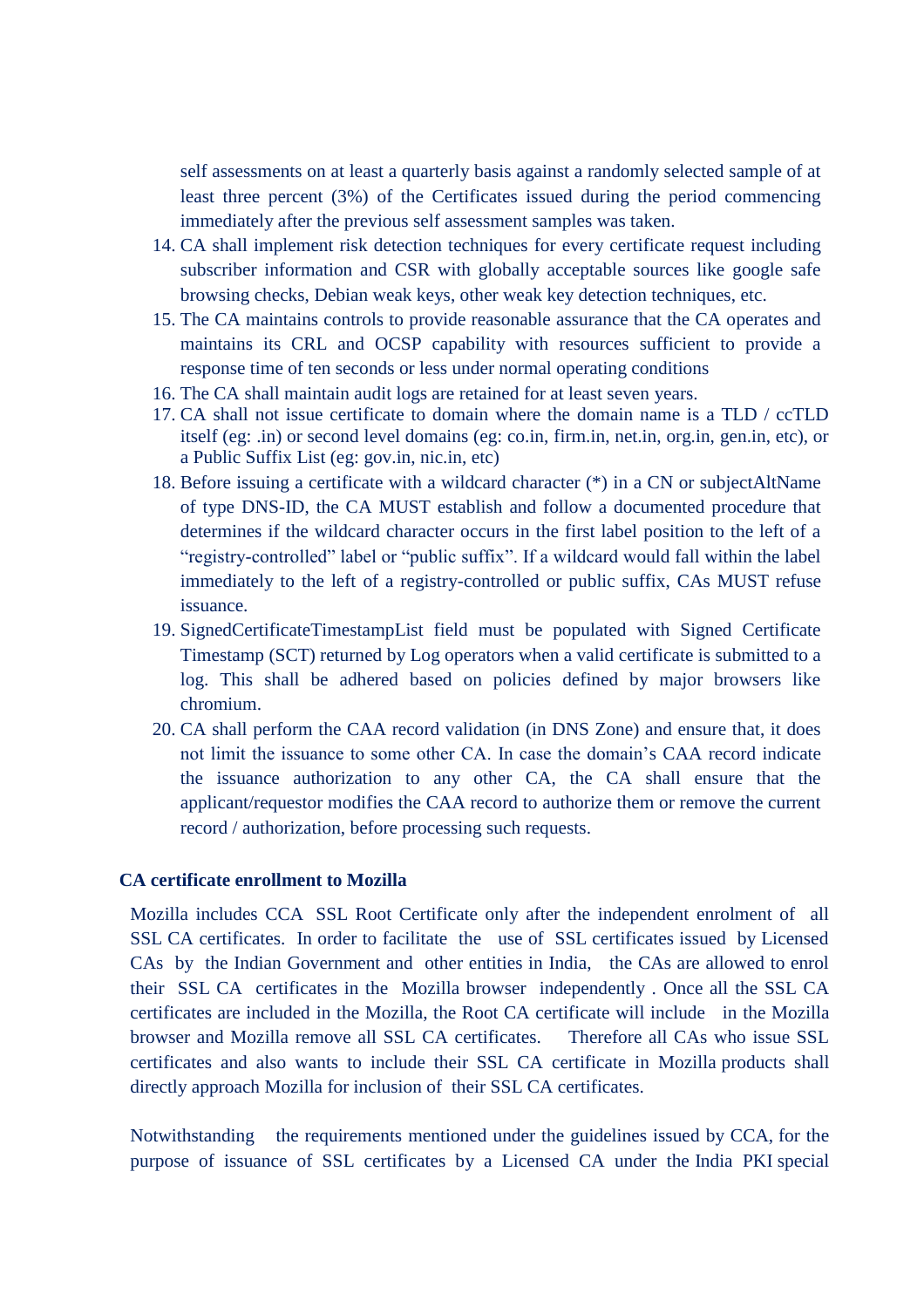self assessments on at least a quarterly basis against a randomly selected sample of at least three percent (3%) of the Certificates issued during the period commencing immediately after the previous self assessment samples was taken.

14. CA shall implement risk detection techniques for every certificate request including subscriber information and CSR with globally acceptable sources like google safe browsing checks, Debian weak keys, other weak key detection techniques, etc.
15. The CA maintains controls to provide reasonable assurance that the CA operates and maintains its CRL and OCSP capability with resources sufficient to provide a response time of ten seconds or less under normal operating conditions
16. The CA shall maintain audit logs are retained for at least seven years.
17. CA shall not issue certificate to domain where the domain name is a TLD / ccTLD itself (eg: .in) or second level domains (eg: co.in, firm.in, net.in, org.in, gen.in, etc), or a Public Suffix List (eg: gov.in, nic.in, etc)
18. Before issuing a certificate with a wildcard character (*) in a CN or subjectAltName of type DNS-ID, the CA MUST establish and follow a documented procedure that determines if the wildcard character occurs in the first label position to the left of a "registry-controlled" label or "public suffix". If a wildcard would fall within the label immediately to the left of a registry-controlled or public suffix, CAs MUST refuse issuance.
19. SignedCertificateTimestampList field must be populated with Signed Certificate Timestamp (SCT) returned by Log operators when a valid certificate is submitted to a log. This shall be adhered based on policies defined by major browsers like chromium.
20. CA shall perform the CAA record validation (in DNS Zone) and ensure that, it does not limit the issuance to some other CA. In case the domain's CAA record indicate the issuance authorization to any other CA, the CA shall ensure that the applicant/requestor modifies the CAA record to authorize them or remove the current record / authorization, before processing such requests.

**CA certificate enrollment to Mozilla**

Mozilla includes CCA SSL Root Certificate only after the independent enrolment of all SSL CA certificates. In order to facilitate the use of SSL certificates issued by Licensed CAs by the Indian Government and other entities in India, the CAs are allowed to enrol their SSL CA certificates in the Mozilla browser independently . Once all the SSL CA certificates are included in the Mozilla, the Root CA certificate will include in the Mozilla browser and Mozilla remove all SSL CA certificates. Therefore all CAs who issue SSL certificates and also wants to include their SSL CA certificate in Mozilla products shall directly approach Mozilla for inclusion of their SSL CA certificates.

Notwithstanding the requirements mentioned under the guidelines issued by CCA, for the purpose of issuance of SSL certificates by a Licensed CA under the India PKI special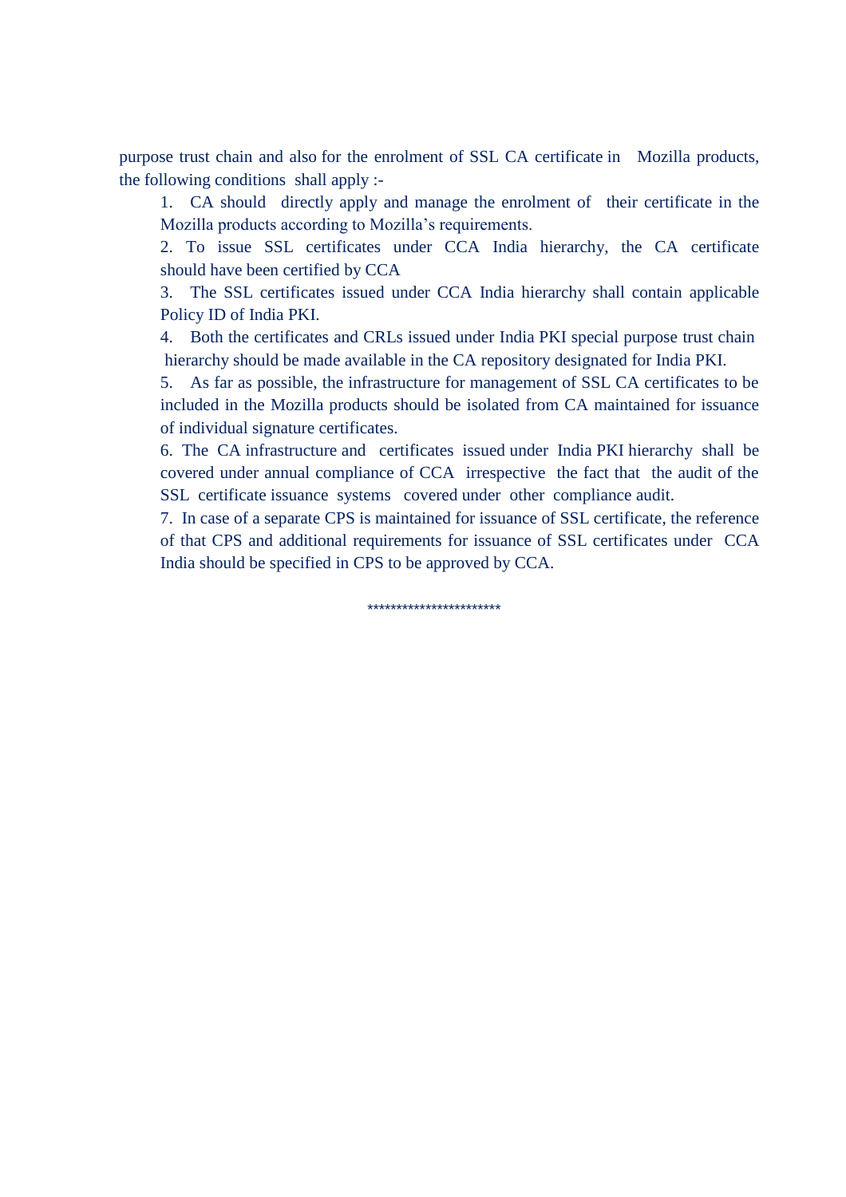purpose trust chain and also for the enrolment of SSL CA certificate in Mozilla products, the following conditions shall apply :-

1. CA should directly apply and manage the enrolment of their certificate in the Mozilla products according to Mozilla's requirements.
2. To issue SSL certificates under CCA India hierarchy, the CA certificate should have been certified by CCA
3. The SSL certificates issued under CCA India hierarchy shall contain applicable Policy ID of India PKI.
4. Both the certificates and CRLs issued under India PKI special purpose trust chain hierarchy should be made available in the CA repository designated for India PKI.
5. As far as possible, the infrastructure for management of SSL CA certificates to be included in the Mozilla products should be isolated from CA maintained for issuance of individual signature certificates.
6. The CA infrastructure and certificates issued under India PKI hierarchy shall be covered under annual compliance of CCA irrespective the fact that the audit of the SSL certificate issuance systems covered under other compliance audit.
7. In case of a separate CPS is maintained for issuance of SSL certificate, the reference of that CPS and additional requirements for issuance of SSL certificates under CCA India should be specified in CPS to be approved by CCA.

**********************